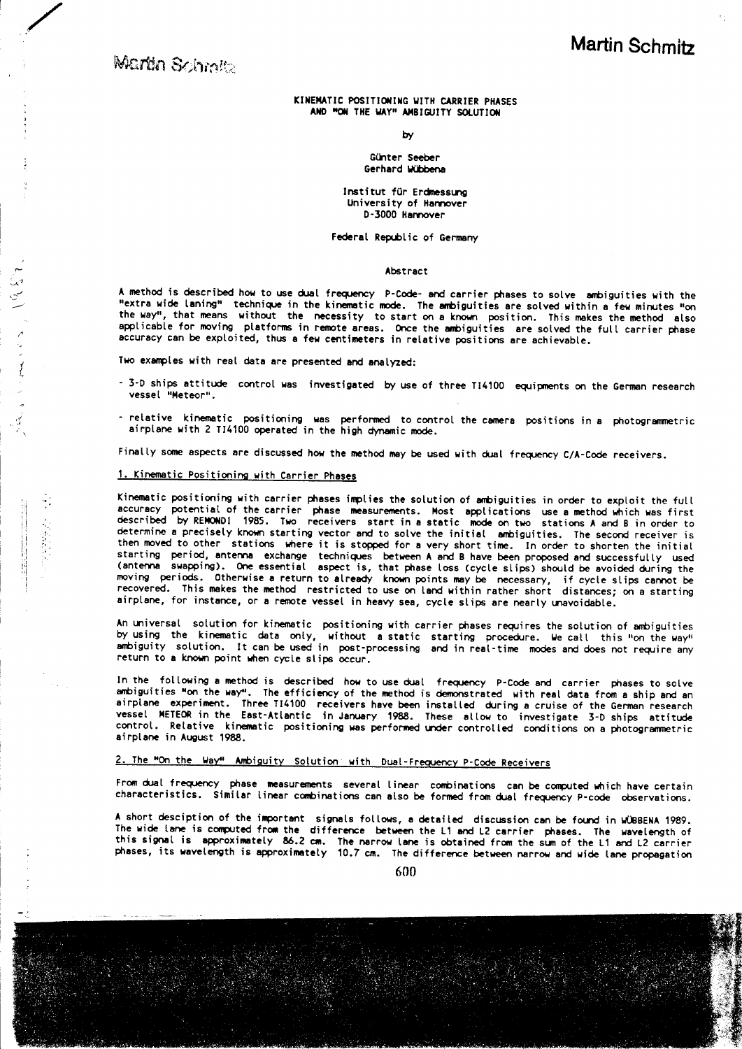# KINEMATIC POSITIONING WITH CARRIER PHASES AND "ON THE WAY" AMBIGUITY SOLUTION

by

Günter Seeber
Gerhard Wübbena

Institut für Erdmessung
University of Hannover
D-3000 Hannover

Federal Republic of Germany

## Abstract

A method is described how to use dual frequency P-Code- and carrier phases to solve ambiguities with the "extra wide laning" technique in the kinematic mode. The ambiguities are solved within a few minutes "on the way", that means without the necessity to start on a known position. This makes the method also applicable for moving platforms in remote areas. Once the ambiguities are solved the full carrier phase accuracy can be exploited, thus a few centimeters in relative positions are achievable.

Two examples with real data are presented and analyzed:

- 3-D ships attitude control was investigated by use of three TI4100 equipments on the German research vessel "Meteor".
- relative kinematic positioning was performed to control the camera positions in a photogrammetric airplane with 2 TI4100 operated in the high dynamic mode.

Finally some aspects are discussed how the method may be used with dual frequency C/A-Code receivers.

## 1. Kinematic Positioning with Carrier Phases

Kinematic positioning with carrier phases implies the solution of ambiguities in order to exploit the full accuracy potential of the carrier phase measurements. Most applications use a method which was first described by REMONDI 1985. Two receivers start in a static mode on two stations A and B in order to determine a precisely known starting vector and to solve the initial ambiguities. The second receiver is then moved to other stations where it is stopped for a very short time. In order to shorten the initial starting period, antenna exchange techniques between A and B have been proposed and successfully used (antenna swapping). One essential aspect is, that phase loss (cycle slips) should be avoided during the moving periods. Otherwise a return to already known points may be necessary, if cycle slips cannot be recovered. This makes the method restricted to use on land within rather short distances; on a starting airplane, for instance, or a remote vessel in heavy sea, cycle slips are nearly unavoidable.

An universal solution for kinematic positioning with carrier phases requires the solution of ambiguities by using the kinematic data only, without a static starting procedure. We call this "on the way" ambiguity solution. It can be used in post-processing and in real-time modes and does not require any return to a known point when cycle slips occur.

In the following a method is described how to use dual frequency P-Code and carrier phases to solve ambiguities "on the way". The efficiency of the method is demonstrated with real data from a ship and an airplane experiment. Three TI4100 receivers have been installed during a cruise of the German research vessel METEOR in the East-Atlantic in January 1988. These allow to investigate 3-D ships attitude control. Relative kinematic positioning was performed under controlled conditions on a photogrammetric airplane in August 1988.

## 2. The "On the Way" Ambiguity Solution with Dual-Frequency P-Code Receivers

From dual frequency phase measurements several linear combinations can be computed which have certain characteristics. Similar linear combinations can also be formed from dual frequency P-code observations.

A short desciption of the important signals follows, a detailed discussion can be found in WÜBBENA 1989. The wide lane is computed from the difference between the L1 and L2 carrier phases. The wavelength of this signal is approximately 86.2 cm. The narrow lane is obtained from the sum of the L1 and L2 carrier phases, its wavelength is approximately 10.7 cm. The difference between narrow and wide lane propagation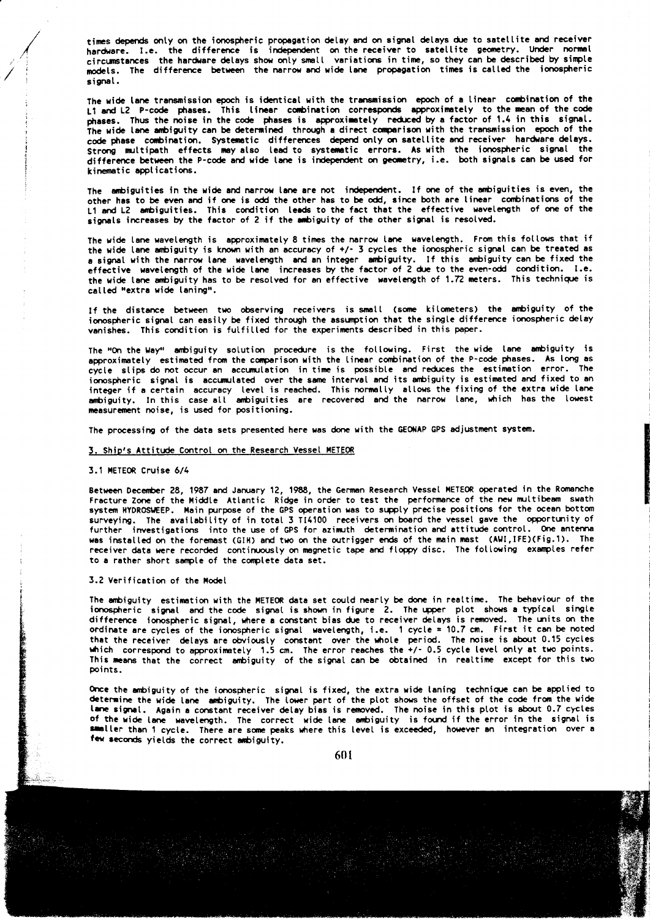times depends only on the ionospheric propagation delay and on signal delays due to satellite and receiver hardware. I.e. the difference is independent on the receiver to satellite geometry. Under normal circumstances the hardware delays show only small variations in time, so they can be described by simple models. The difference between the narrow and wide lane propagation times is called the ionospheric signal.

The wide lane transmission epoch is identical with the transmission epoch of a linear combination of the L1 and L2 P-code phases. This linear combination corresponds approximately to the mean of the code phases. Thus the noise in the code phases is approximately reduced by a factor of 1.4 in this signal. The wide lane ambiguity can be determined through a direct comparison with the transmission epoch of the code phase combination. Systematic differences depend only on satellite and receiver hardware delays. Strong multipath effects may also lead to systematic errors. As with the ionospheric signal the difference between the P-code and wide lane is independent on geometry, i.e. both signals can be used for kinematic applications.

The ambiguities in the wide and narrow lane are not independent. If one of the ambiguities is even, the other has to be even and if one is odd the other has to be odd, since both are linear combinations of the L1 and L2 ambiguities. This condition leads to the fact that the effective wavelength of one of the signals increases by the factor of 2 if the ambiguity of the other signal is resolved.

The wide lane wavelength is approximately 8 times the narrow lane wavelength. From this follows that if the wide lane ambiguity is known with an accuracy of +/- 3 cycles the ionospheric signal can be treated as a signal with the narrow lane wavelength and an integer ambiguity. If this ambiguity can be fixed the effective wavelength of the wide lane increases by the factor of 2 due to the even-odd condition. I.e. the wide lane ambiguity has to be resolved for an effective wavelength of 1.72 meters. This technique is called "extra wide laning".

If the distance between two observing receivers is small (some kilometers) the ambiguity of the ionospheric signal can easily be fixed through the assumption that the single difference ionospheric delay vanishes. This condition is fulfilled for the experiments described in this paper.

The "On the Way" ambiguity solution procedure is the following. First the wide lane ambiguity is approximately estimated from the comparison with the linear combination of the P-code phases. As long as cycle slips do not occur an accumulation in time is possible and reduces the estimation error. The ionospheric signal is accumulated over the same interval and its ambiguity is estimated and fixed to an integer if a certain accuracy level is reached. This normally allows the fixing of the extra wide lane ambiguity. In this case all ambiguities are recovered and the narrow lane, which has the lowest measurement noise, is used for positioning.

The processing of the data sets presented here was done with the GEONAP GPS adjustment system.

## 3. Ship's Attitude Control on the Research Vessel METEOR

### 3.1 METEOR Cruise 6/4

Between December 28, 1987 and January 12, 1988, the German Research Vessel METEOR operated in the Romanche Fracture Zone of the Middle Atlantic Ridge in order to test the performance of the new multibeam swath system HYDROSWEEP. Main purpose of the GPS operation was to supply precise positions for the ocean bottom surveying. The availability of in total 3 TI4100 receivers on board the vessel gave the opportunity of further investigations into the use of GPS for azimuth determination and attitude control. One antenna was installed on the foremast (GIH) and two on the outrigger ends of the main mast (AWI,IFE)(Fig.1). The receiver data were recorded continuously on magnetic tape and floppy disc. The following examples refer to a rather short sample of the complete data set.

### 3.2 Verification of the Model

The ambiguity estimation with the METEOR data set could nearly be done in realtime. The behaviour of the ionospheric signal and the code signal is shown in figure 2. The upper plot shows a typical single difference ionospheric signal, where a constant bias due to receiver delays is removed. The units on the ordinate are cycles of the ionospheric signal wavelength, i.e. 1 cycle = 10.7 cm. First it can be noted that the receiver delays are obviously constant over the whole period. The noise is about 0.15 cycles which correspond to approximately 1.5 cm. The error reaches the +/- 0.5 cycle level only at two points. This means that the correct ambiguity of the signal can be obtained in realtime except for this two points.

Once the ambiguity of the ionospheric signal is fixed, the extra wide laning technique can be applied to determine the wide lane ambiguity. The lower part of the plot shows the offset of the code from the wide lane signal. Again a constant receiver delay bias is removed. The noise in this plot is about 0.7 cycles of the wide lane wavelength. The correct wide lane ambiguity is found if the error in the signal is smaller than 1 cycle. There are some peaks where this level is exceeded, however an integration over a few seconds yields the correct ambiguity.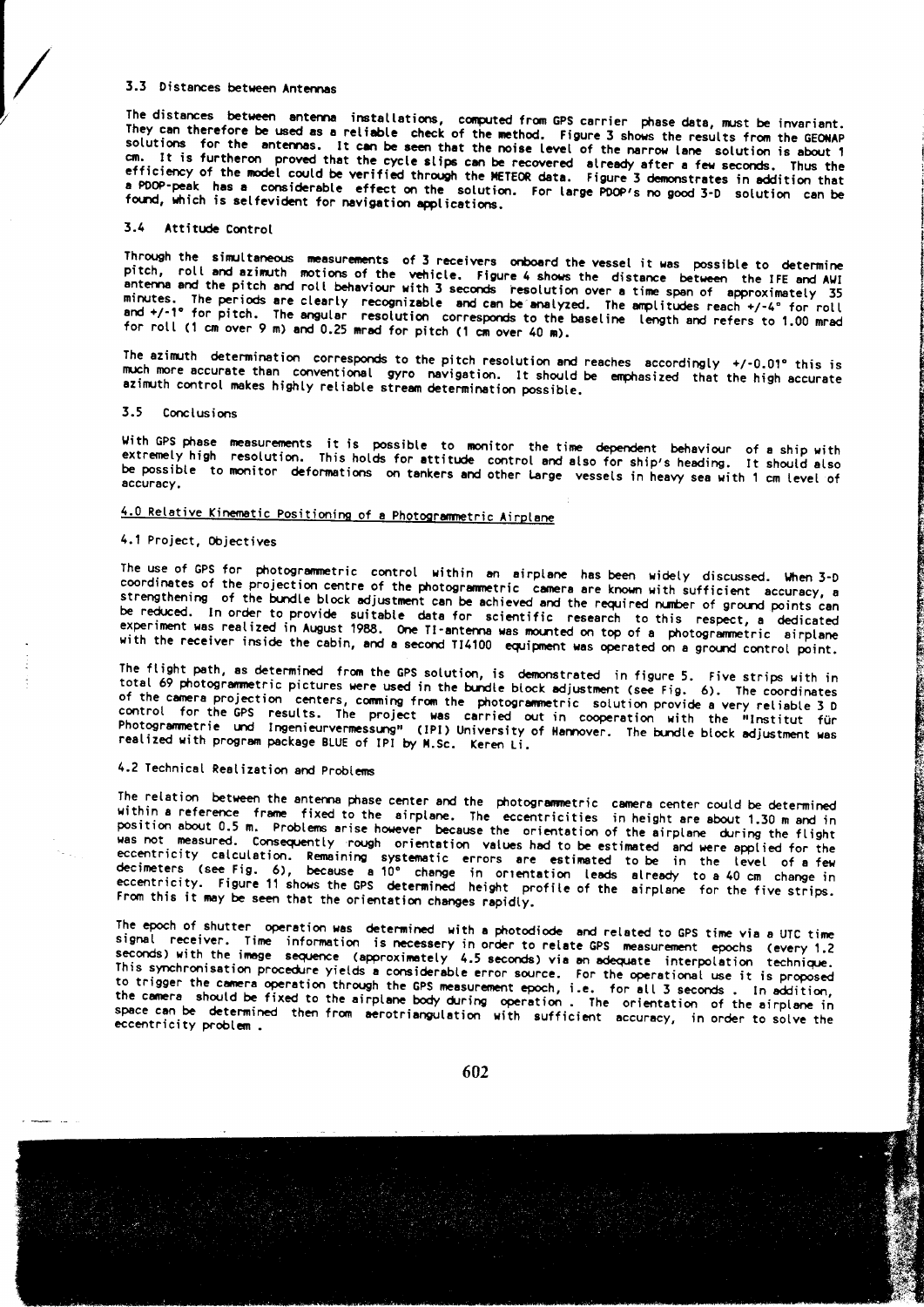### 3.3 Distances between Antennas

The distances between antenna installations, computed from GPS carrier phase data, must be invariant. They can therefore be used as a reliable check of the method. Figure 3 shows the results from the GEONAP solutions for the antennas. It can be seen that the noise level of the narrow lane solution is about 1 cm. It is furtheron proved that the cycle slips can be recovered already after a few seconds. Thus the efficiency of the model could be verified through the METEOR data. Figure 3 demonstrates in addition that a PDOP-peak has a considerable effect on the solution. For large PDOP's no good 3-D solution can be found, which is selfevident for navigation applications.

### 3.4 Attitude Control

Through the simultaneous measurements of 3 receivers onboard the vessel it was possible to determine pitch, roll and azimuth motions of the vehicle. Figure 4 shows the distance between the IFE and AWI antenna and the pitch and roll behaviour with 3 seconds resolution over a time span of approximately 35 minutes. The periods are clearly recognizable and can be analyzed. The amplitudes reach +/-4° for roll and +/-1° for pitch. The angular resolution corresponds to the baseline length and refers to 1.00 mrad for roll (1 cm over 9 m) and 0.25 mrad for pitch (1 cm over 40 m).

The azimuth determination corresponds to the pitch resolution and reaches accordingly +/-0.01° this is much more accurate than conventional gyro navigation. It should be emphasized that the high accurate azimuth control makes highly reliable stream determination possible.

### 3.5 Conclusions

With GPS phase measurements it is possible to monitor the time dependent behaviour of a ship with extremely high resolution. This holds for attitude control and also for ship's heading. It should also be possible to monitor deformations on tankers and other large vessels in heavy sea with 1 cm level of accuracy.

## 4.0 Relative Kinematic Positioning of a Photogrammetric Airplane

### 4.1 Project, Objectives

The use of GPS for photogrammetric control within an airplane has been widely discussed. When 3-D coordinates of the projection centre of the photogrammetric camera are known with sufficient accuracy, a strengthening of the bundle block adjustment can be achieved and the required number of ground points can be reduced. In order to provide suitable data for scientific research to this respect, a dedicated experiment was realized in August 1988. One TI-antenna was mounted on top of a photogrammetric airplane with the receiver inside the cabin, and a second TI4100 equipment was operated on a ground control point.

The flight path, as determined from the GPS solution, is demonstrated in figure 5. Five strips with in total 69 photogrammetric pictures were used in the bundle block adjustment (see Fig. 6). The coordinates of the camera projection centers, comming from the photogrammetric solution provide a very reliable 3 D control for the GPS results. The project was carried out in cooperation with the "Institut für Photogrammetrie und Ingenieurvermessung" (IPI) University of Hannover. The bundle block adjustment was realized with program package BLUE of IPI by M.Sc. Keren Li.

### 4.2 Technical Realization and Problems

The relation between the antenna phase center and the photogrammetric camera center could be determined within a reference frame fixed to the airplane. The eccentricities in height are about 1.30 m and in position about 0.5 m. Problems arise however because the orientation of the airplane during the flight was not measured. Consequently rough orientation values had to be estimated and were applied for the eccentricity calculation. Remaining systematic errors are estimated to be in the level of a few decimeters (see Fig. 6), because a 10° change in orientation leads already to a 40 cm change in eccentricity. Figure 11 shows the GPS determined height profile of the airplane for the five strips. From this it may be seen that the orientation changes rapidly.

The epoch of shutter operation was determined with a photodiode and related to GPS time via a UTC time signal receiver. Time information is necessery in order to relate GPS measurement epochs (every 1.2 seconds) with the image sequence (approximately 4.5 seconds) via an adequate interpolation technique. This synchronisation procedure yields a considerable error source. For the operational use it is proposed to trigger the camera operation through the GPS measurement epoch, i.e. for all 3 seconds . In addition, the camera should be fixed to the airplane body during operation . The orientation of the airplane in space can be determined then from aerotriangulation with sufficient accuracy, in order to solve the eccentricity problem .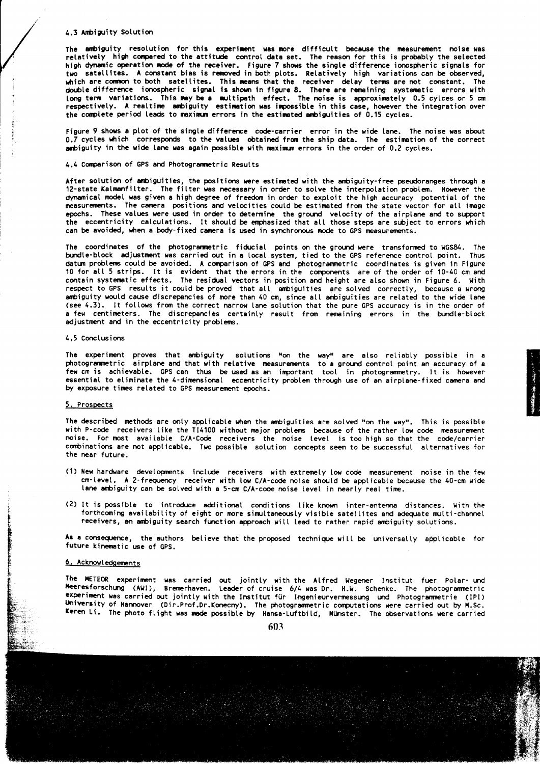### 4.3 Ambiguity Solution

The ambiguity resolution for this experiment was more difficult because the measurement noise was relatively high compared to the attitude control data set. The reason for this is probably the selected high dynamic operation mode of the receiver. Figure 7 shows the single difference ionospheric signals for two satellites. A constant bias is removed in both plots. Relatively high variations can be observed, which are common to both satellites. This means that the receiver delay terms are not constant. The double difference ionospheric signal is shown in figure 8. There are remaining systematic errors with long term variations. This may be a multipath effect. The noise is approximately 0.5 cylces or 5 cm respectively. A realtime ambiguity estimation was impossible in this case, however the integration over the complete period leads to maximum errors in the estimated ambiguities of 0.15 cycles.

Figure 9 shows a plot of the single difference code-carrier error in the wide lane. The noise was about 0.7 cycles which corresponds to the values obtained from the ship data. The estimation of the correct ambiguity in the wide lane was again possible with maximum errors in the order of 0.2 cycles.

### 4.4 Comparison of GPS and Photogrammetric Results

After solution of ambiguities, the positions were estimated with the ambiguity-free pseudoranges through a 12-state Kalmanfilter. The filter was necessary in order to solve the interpolation problem. However the dynamical model was given a high degree of freedom in order to exploit the high accuracy potential of the measurements. The camera positions and velocities could be estimated from the state vector for all image epochs. These values were used in order to determine the ground velocity of the airplane and to support the eccentricity calculations. It should be emphasized that all those steps are subject to errors which can be avoided, when a body-fixed camera is used in synchronous mode to GPS measurements.

The coordinates of the photogrammetric fiducial points on the ground were transformed to WGS84. The bundle-block adjustment was carried out in a local system, tied to the GPS reference control point. Thus datum problems could be avoided. A comparison of GPS and photogrammetric coordinates is given in Figure 10 for all 5 strips. It is evident that the errors in the components are of the order of 10-40 cm and contain systematic effects. The residual vectors in position and height are also shown in Figure 6. With respect to GPS results it could be proved that all ambiguities are solved correctly, because a wrong ambiguity would cause discrepancies of more than 40 cm, since all ambiguities are related to the wide lane (see 4.3). It follows from the correct narrow lane solution that the pure GPS accuracy is in the order of a few centimeters. The discrepancies certainly result from remaining errors in the bundle-block adjustment and in the eccentricity problems.

### 4.5 Conclusions

The experiment proves that ambiguity solutions "on the way" are also reliably possible in a photogrammetric airplane and that with relative measurements to a ground control point an accuracy of a few cm is achievable. GPS can thus be used as an important tool in photogrammetry. It is however essential to eliminate the 4-dimensional eccentricity problem through use of an airplane-fixed camera and by exposure times related to GPS measurement epochs.

## 5. Prospects

The described methods are only applicable when the ambiguities are solved "on the way". This is possible with P-code receivers like the TI4100 without major problems because of the rather low code measurement noise. For most available C/A-Code receivers the noise level is too high so that the code/carrier combinations are not applicable. Two possible solution concepts seem to be successful alternatives for the near future.

(1) New hardware developments include receivers with extremely low code measurement noise in the few cm-level. A 2-frequency receiver with low C/A-code noise should be applicable because the 40-cm wide lane ambiguity can be solved with a 5-cm C/A-code noise level in nearly real time.

(2) It is possible to introduce additional conditions like known inter-antenna distances. With the forthcoming availability of eight or more simultaneously visible satellites and adequate multi-channel receivers, an ambiguity search function approach will lead to rather rapid ambiguity solutions.

As a consequence, the authors believe that the proposed technique will be universally applicable for future kinematic use of GPS.

## 6. Acknowledgements

The METEOR experiment was carried out jointly with the Alfred Wegener Institut fuer Polar- und Meeresforschung (AWI), Bremerhaven. Leader of cruise 6/4 was Dr. H.W. Schenke. The photogrammetric experiment was carried out jointly with the Institut für Ingenieurvermessung und Photogrammetrie (IPI) University of Hannover (Dir.Prof.Dr.Konecny). The photogrammetric computations were carried out by M.Sc. Keren Li. The photo flight was made possible by Hansa-Luftbild, Münster. The observations were carried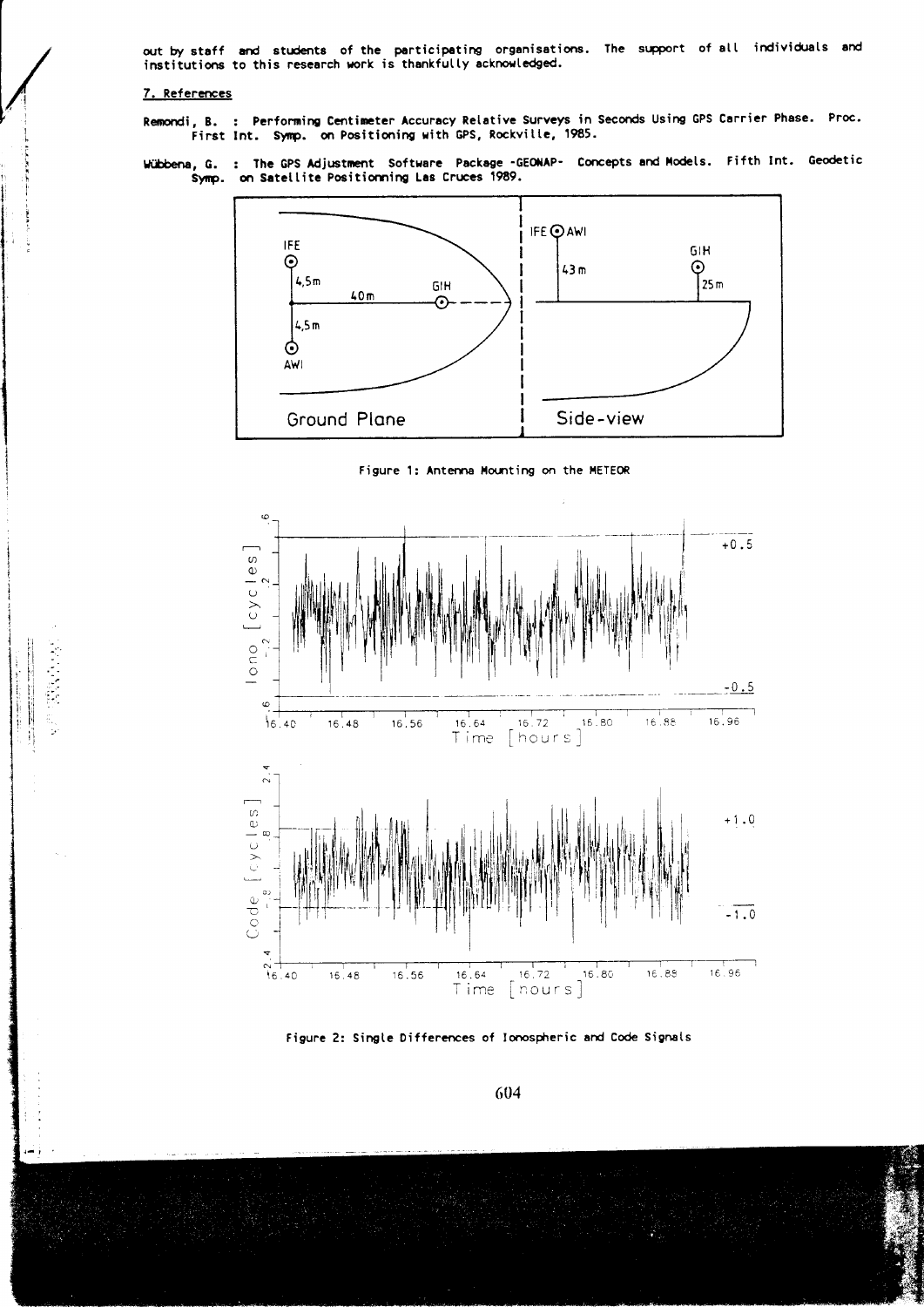out by staff and students of the participating organisations. The support of all individuals and institutions to this research work is thankfully acknowledged.

## 7. References

Remondi, B. : Performing Centimeter Accuracy Relative Surveys in Seconds Using GPS Carrier Phase. Proc. First Int. Symp. on Positioning with GPS, Rockville, 1985.

Wübbena, G. : The GPS Adjustment Software Package -GEONAP- Concepts and Models. Fifth Int. Geodetic Symp. on Satellite Positionning Las Cruces 1989.

Figure 1: Antenna Mounting on the METEOR

Figure 2: Single Differences of Ionospheric and Code Signals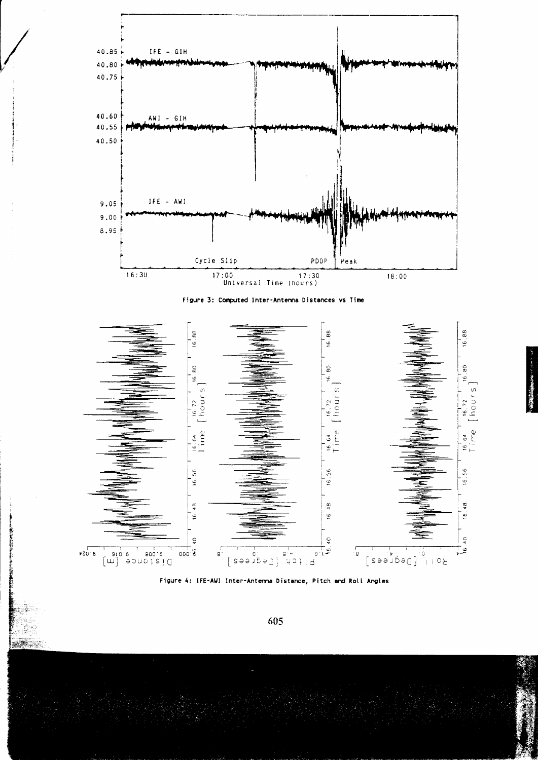Figure 3: Computed Inter-Antenna Distances vs Time

Figure 4: IFE-AWI Inter-Antenna Distance, Pitch and Roll Angles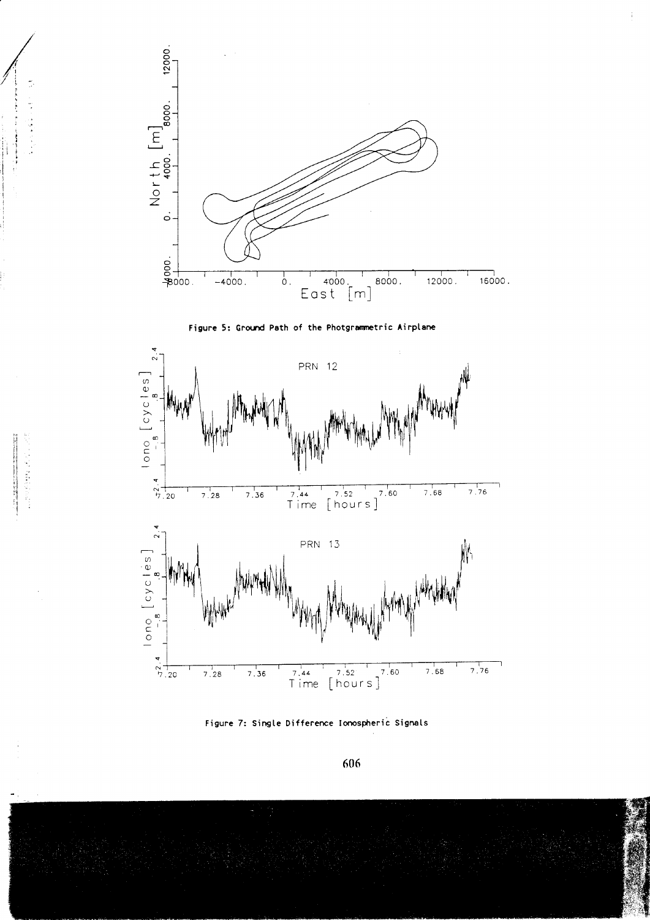Figure 5: Ground Path of the Photgrammetric Airplane

Figure 7: Single Difference Ionospheric Signals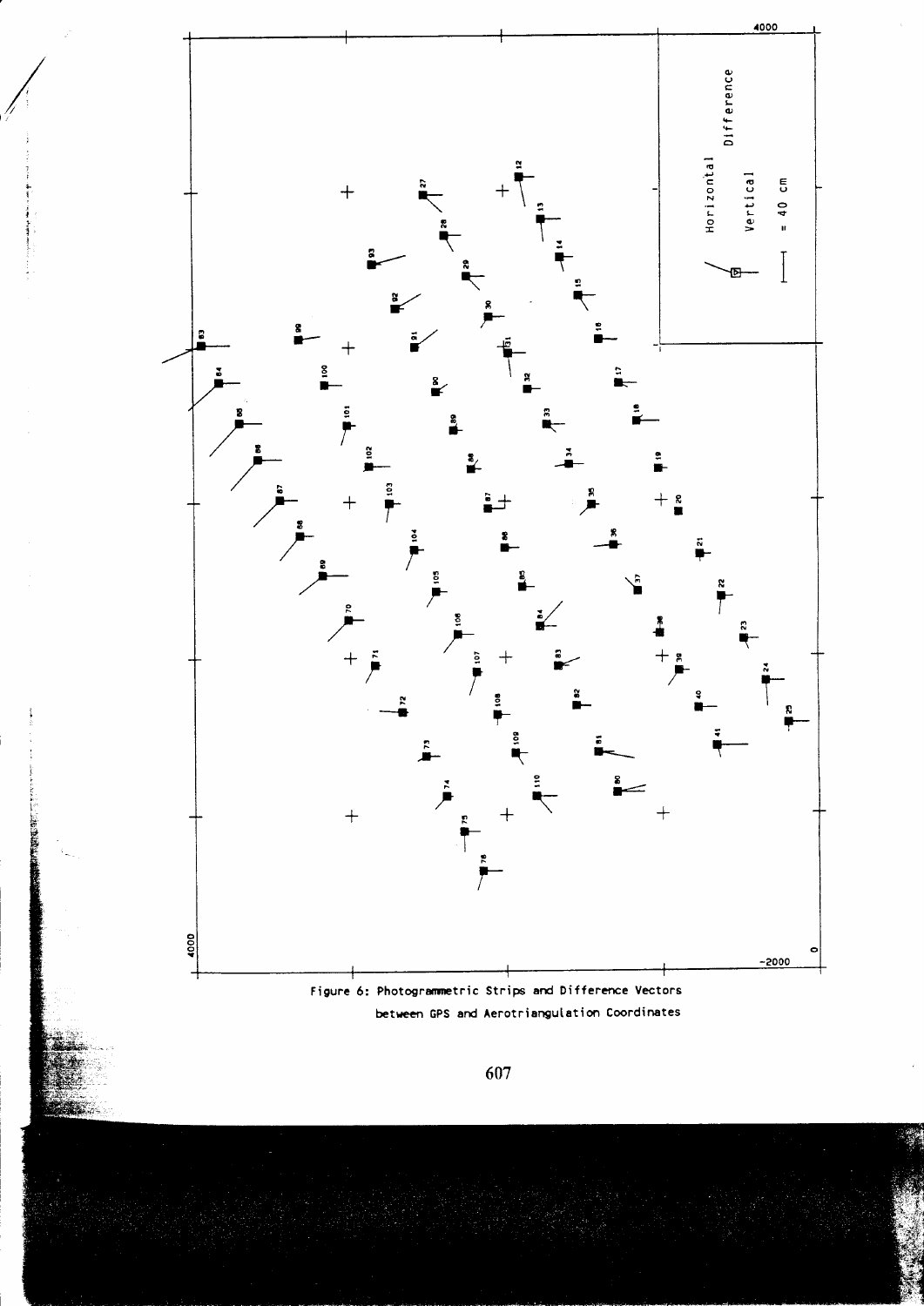Figure 6: Photogrammetric Strips and Difference Vectors between GPS and Aerotriangulation Coordinates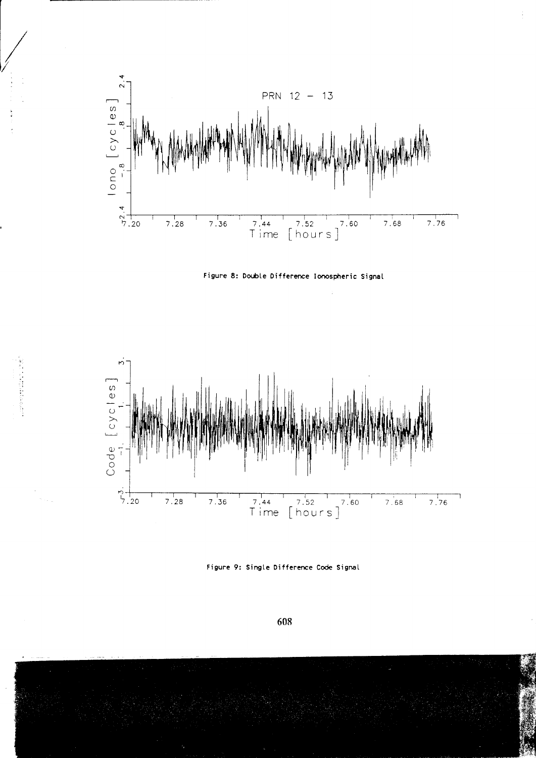Figure 8: Double Difference Ionospheric Signal

Figure 9: Single Difference Code Signal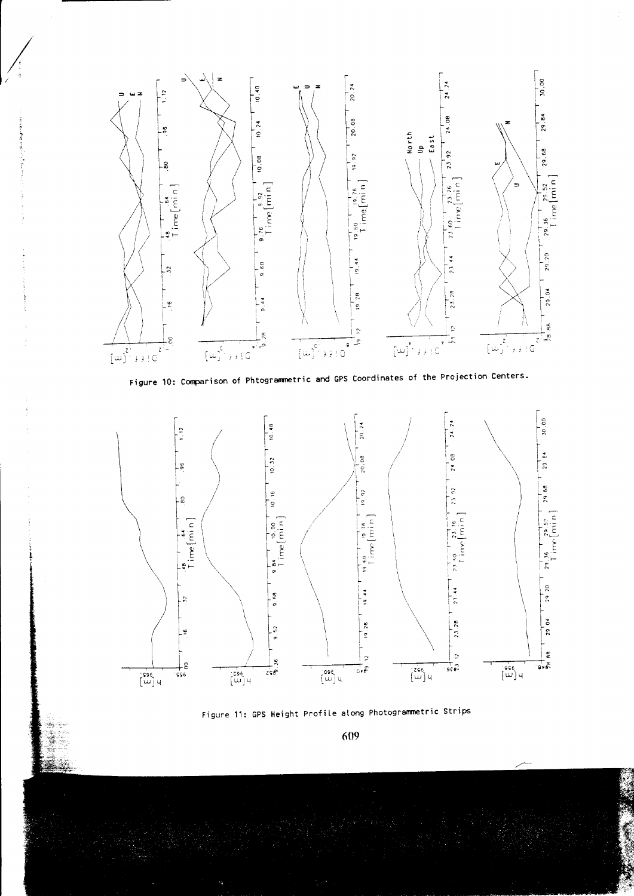U
E
N
Diff.[m]
.00
.16
.32
.48
.64
.80
.96
1.12
Time[min]

U
E
N
Diff.[m]
9.28
9.44
9.60
9.76
9.92
10.08
10.24
10.40
Time[min]

E
U
N
Diff.[m]
19.12
19.28
19.44
19.60
19.76
19.92
20.08
20.24
Time[min]

North
Up
East
Diff.[m]
23.12
23.28
23.44
23.60
23.76
23.92
24.08
24.24
Time[min]

N
E
U
Diff.[m]
28.88
29.04
29.20
29.36
29.52
29.68
29.84
30.00
Time[min]

Figure 10: Comparison of Phtogrammetric and GPS Coordinates of the Projection Centers.

h[m]
955.
965.
.00
.16
.32
.48
.64
.80
.96
1.12
Time[min]

h[m]
952.
960.
9.36
9.52
9.68
9.84
10.00
10.16
10.32
10.48
Time[min]

h[m]
940.
960.
19.12
19.28
19.44
19.60
19.76
19.92
20.08
20.24
Time[min]

h[m]
936.
952.
23.12
23.28
23.44
23.60
23.76
23.92
24.08
24.24
Time[min]

h[m]
948.
956.
28.88
29.04
29.20
29.36
29.52
29.68
29.84
30.00
Time[min]

Figure 11: GPS Height Profile along Photogrammetric Strips